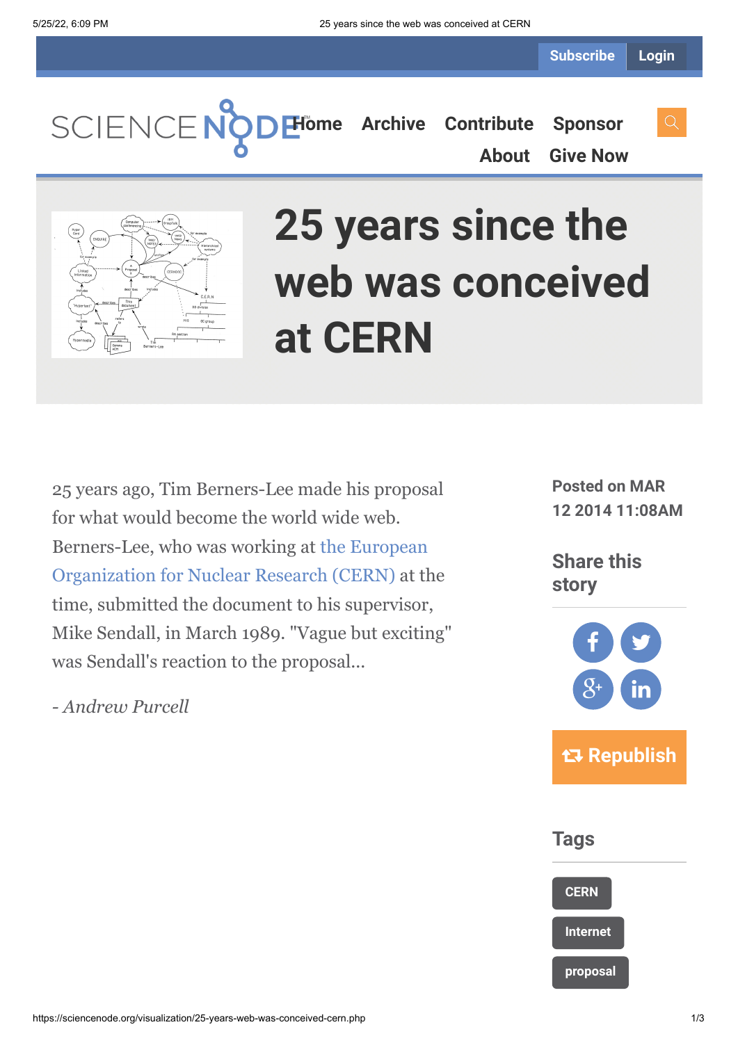Subscribe Login

SCIENCENODE

Home Archive Contribute Sponsor About Give Now

# 25 years since the web was conceived at CERN

25 years ago, Tim Berners-Lee made his proposal for what would become the world wide web. Berners-Lee, who was working at the European Organization for Nuclear Research (CERN) at the time, submitted the document to his supervisor, Mike Sendall, in March 1989. "Vague but exciting" was Sendall's reaction to the proposal...

*- Andrew Purcell*

**Posted on MAR 12 2014 11:08AM**

## Share this story

**Republish**

## Tags

CERN

Internet

proposal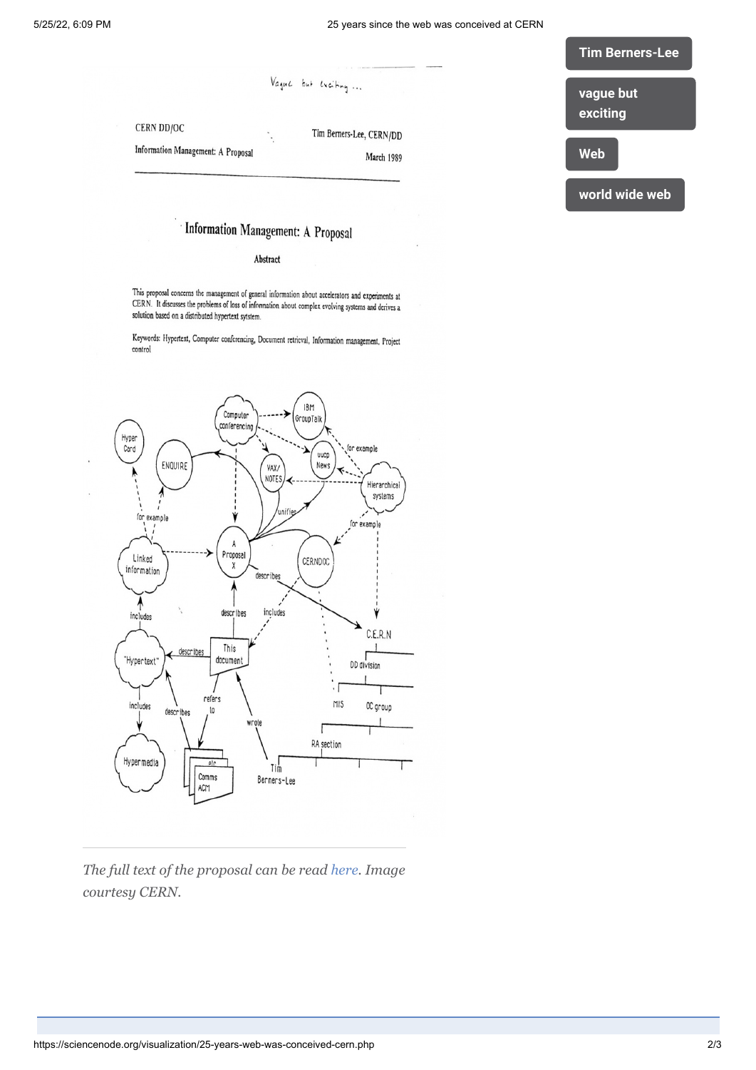Vague but exciting ...

CERN DD/OC

Information Management: A Proposal

Tim Berners-Lee, CERN/DD

March 1989

# Information Management: A Proposal

### Abstract

This proposal concerns the management of general information about accelerators and experiments at CERN. It discusses the problems of loss of information about complex evolving systems and derives a solution based on a distributed hypertext system.

Keywords: Hypertext, Computer conferencing, Document retrieval, Information management, Project control

*The full text of the proposal can be read here. Image courtesy CERN.*

Tim Berners-Lee

vague but exciting

Web

world wide web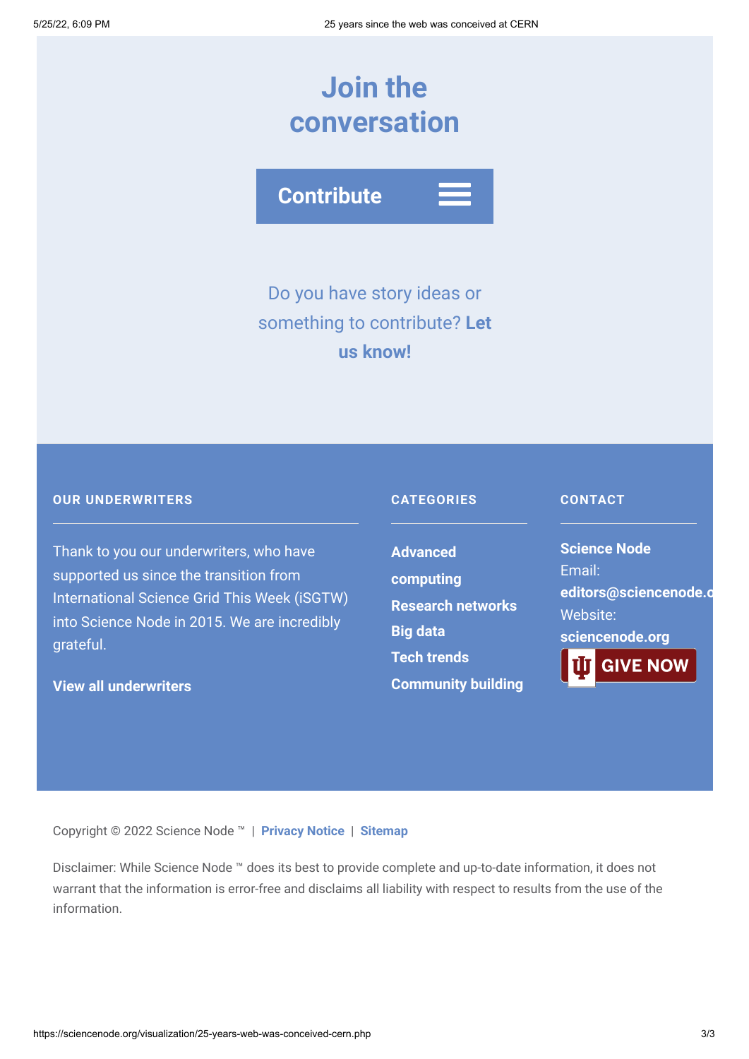# Join the conversation

**Contribute**

Do you have story ideas or something to contribute? **Let us know!**

### OUR UNDERWRITERS

Thank to you our underwriters, who have supported us since the transition from International Science Grid This Week (iSGTW) into Science Node in 2015. We are incredibly grateful.

**View all underwriters**

### CATEGORIES

- **Advanced computing**
- **Research networks**
- **Big data**
- **Tech trends**
- **Community building**

### CONTACT

**Science Node**
Email: **editors@sciencenode.o**
Website: **sciencenode.org**

**GIVE NOW**

Copyright © 2022 Science Node ™ | **Privacy Notice** | **Sitemap**

Disclaimer: While Science Node ™ does its best to provide complete and up-to-date information, it does not warrant that the information is error-free and disclaims all liability with respect to results from the use of the information.